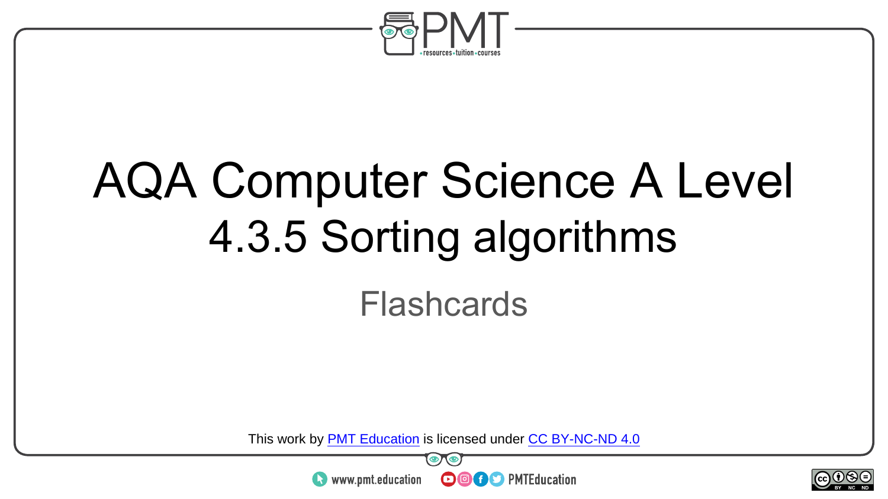# AQA Computer Science A Level

## 4.3.5 Sorting algorithms

Flashcards

This work by PMT Education is licensed under CC BY-NC-ND 4.0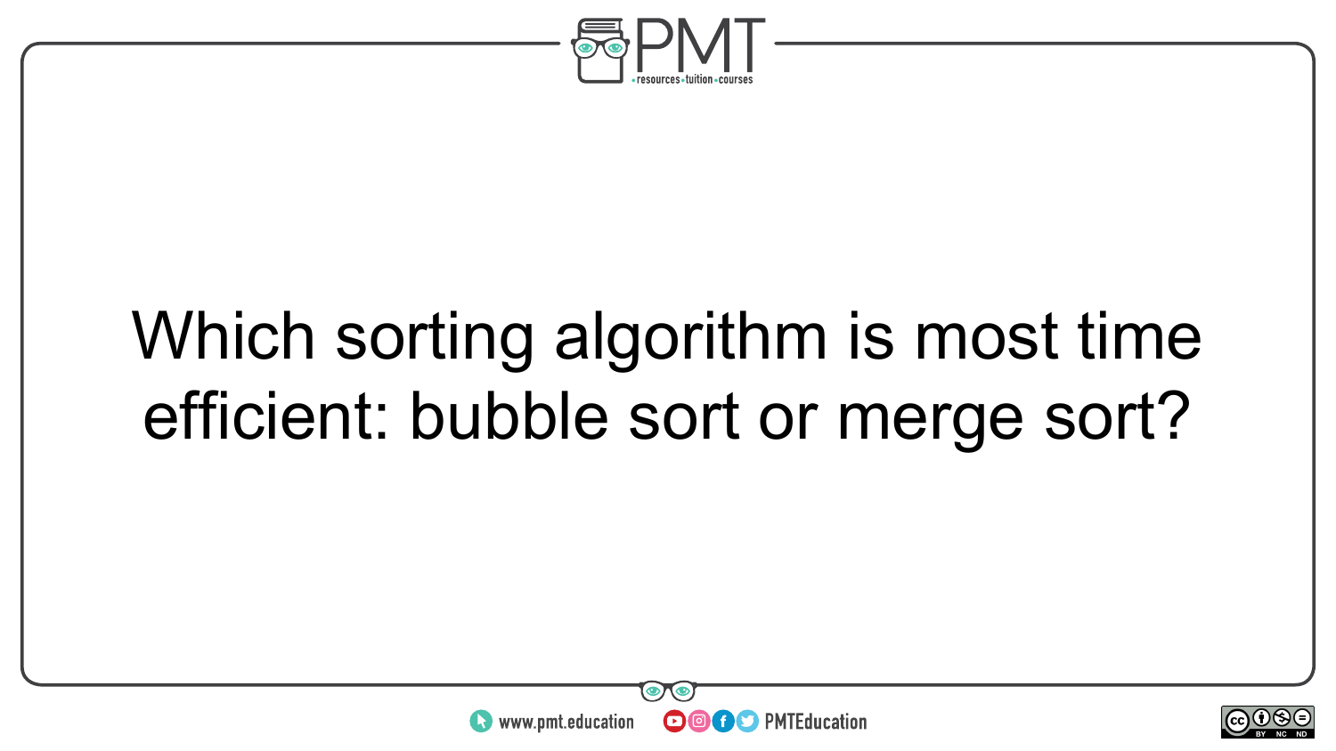Which sorting algorithm is most time efficient: bubble sort or merge sort?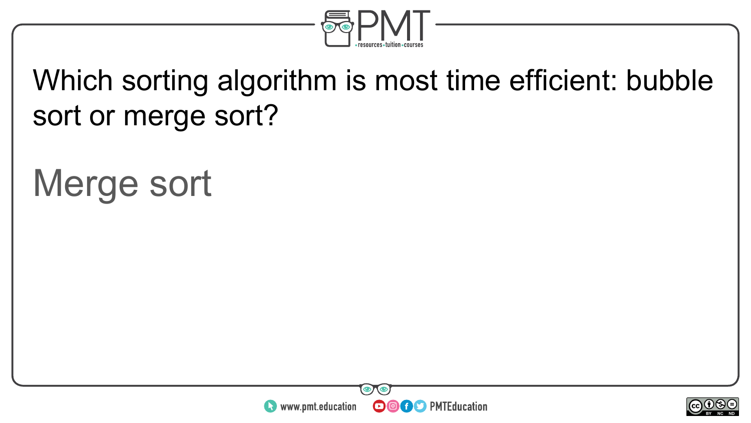Which sorting algorithm is most time efficient: bubble sort or merge sort?

Merge sort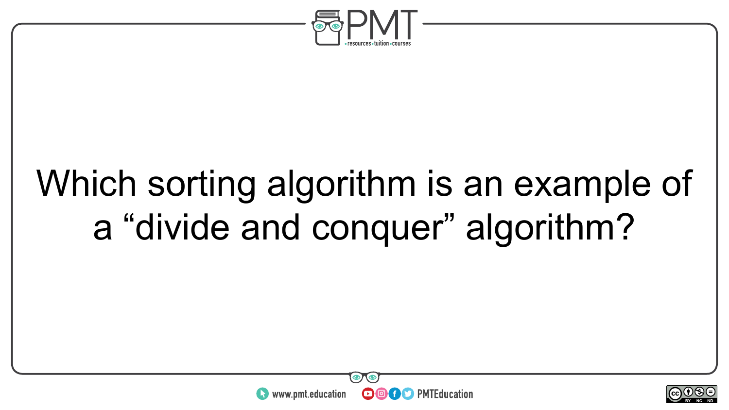Which sorting algorithm is an example of a “divide and conquer” algorithm?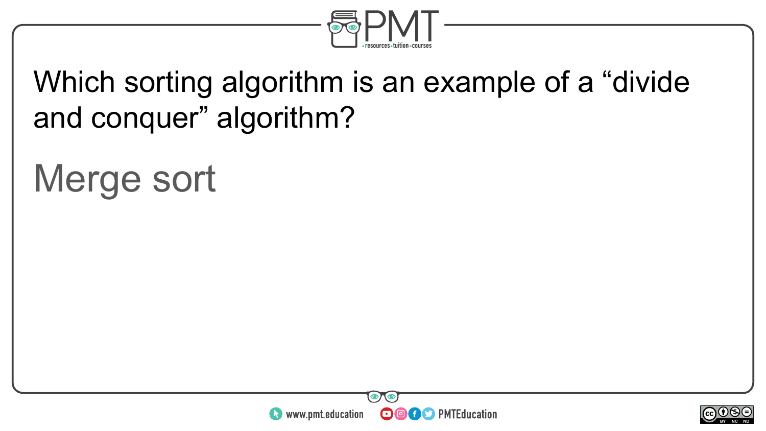Which sorting algorithm is an example of a “divide and conquer” algorithm?

Merge sort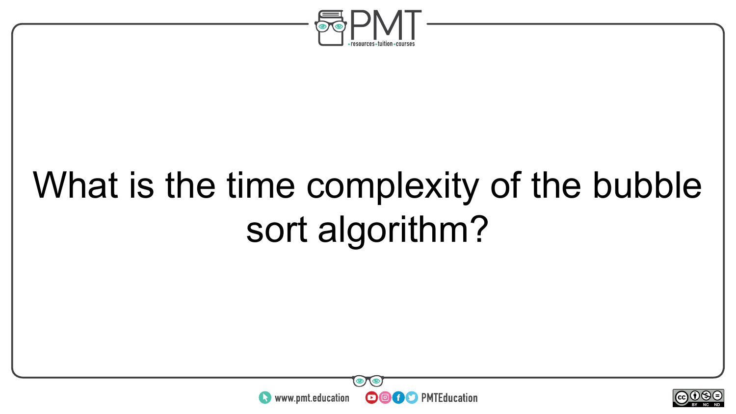What is the time complexity of the bubble sort algorithm?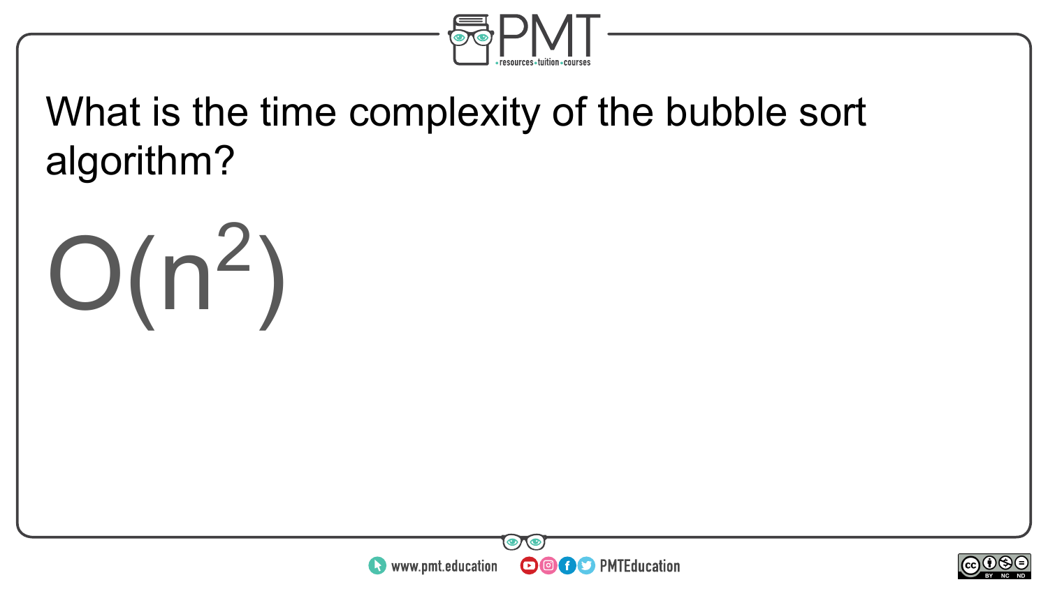What is the time complexity of the bubble sort algorithm?

$O(n^2)$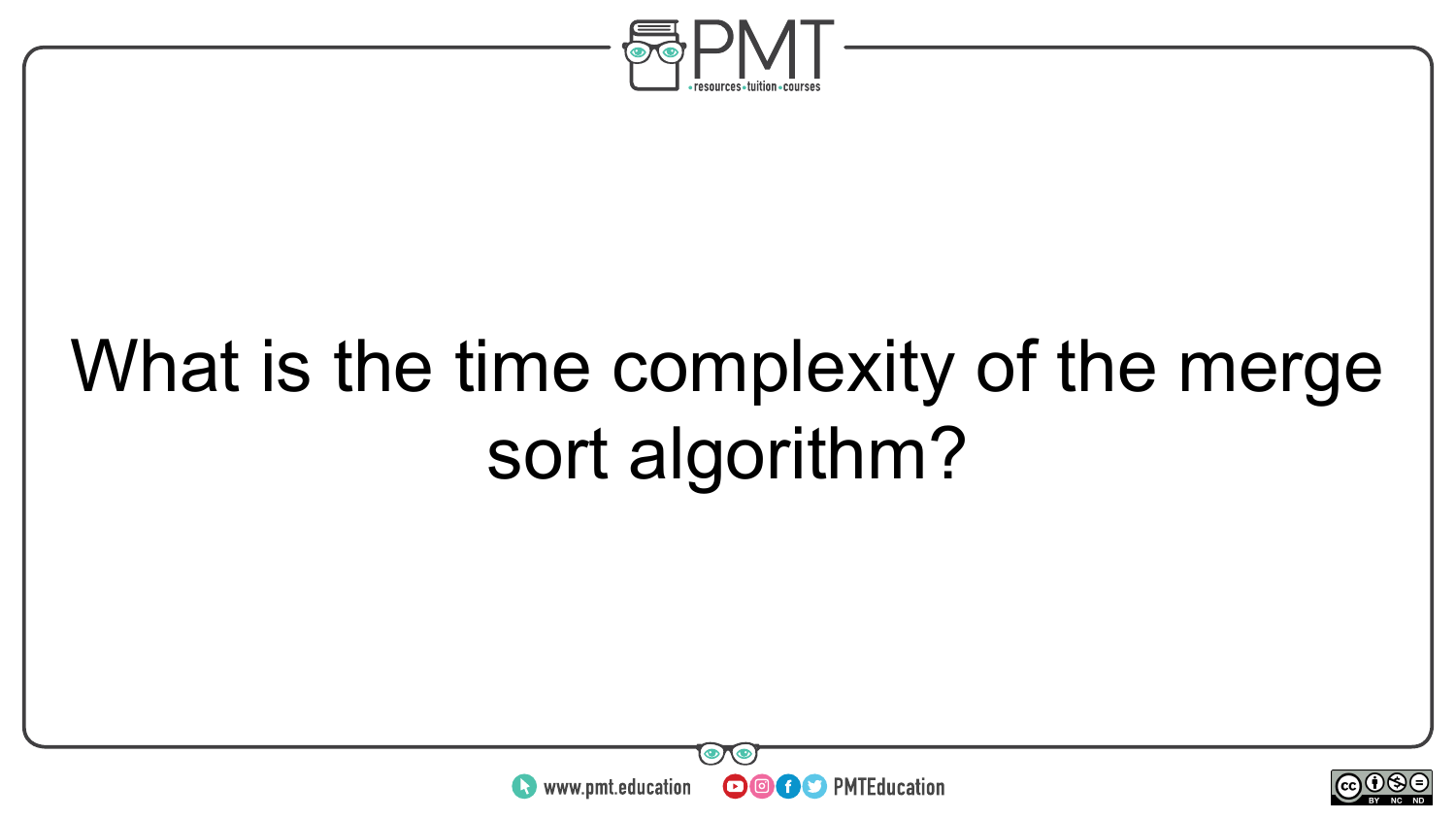What is the time complexity of the merge sort algorithm?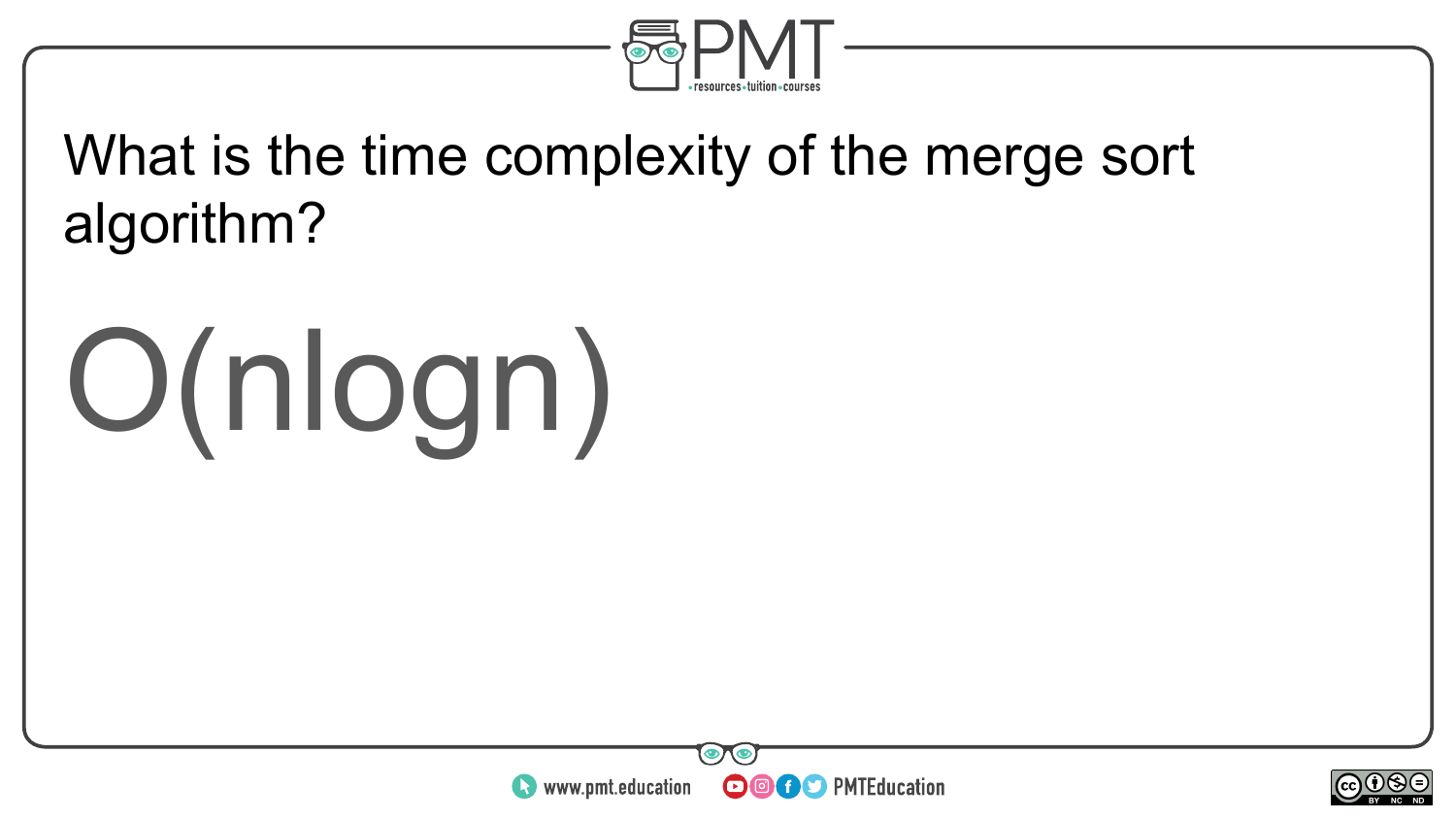What is the time complexity of the merge sort algorithm?

$O(n\log n)$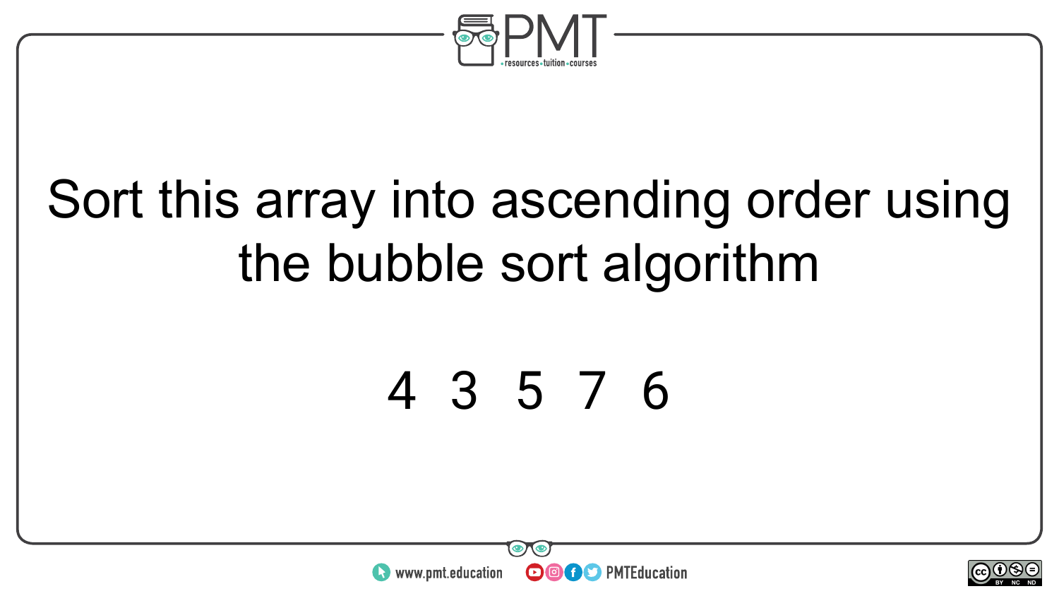Sort this array into ascending order using the bubble sort algorithm

4 3 5 7 6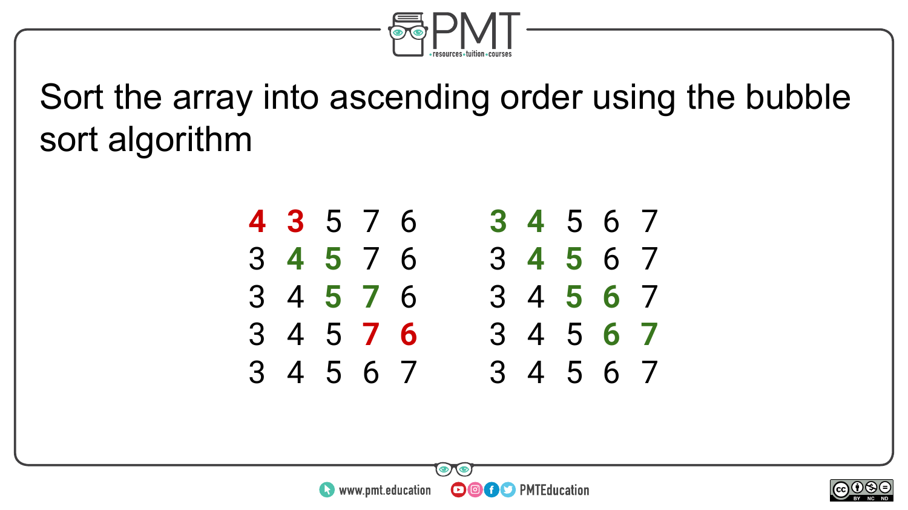Sort the array into ascending order using the bubble sort algorithm

| | | | | | | | | | | |
|---|---|---|---|---|---|---|---|---|---|---|
| **4** | **3** | 5 | 7 | 6 | | **3** | **4** | 5 | 6 | 7 |
| 3 | **4** | **5** | 7 | 6 | | 3 | **4** | **5** | 6 | 7 |
| 3 | 4 | **5** | **7** | 6 | | 3 | 4 | **5** | **6** | 7 |
| 3 | 4 | 5 | **7** | **6** | | 3 | 4 | 5 | **6** | **7** |
| 3 | 4 | 5 | 6 | 7 | | 3 | 4 | 5 | 6 | 7 |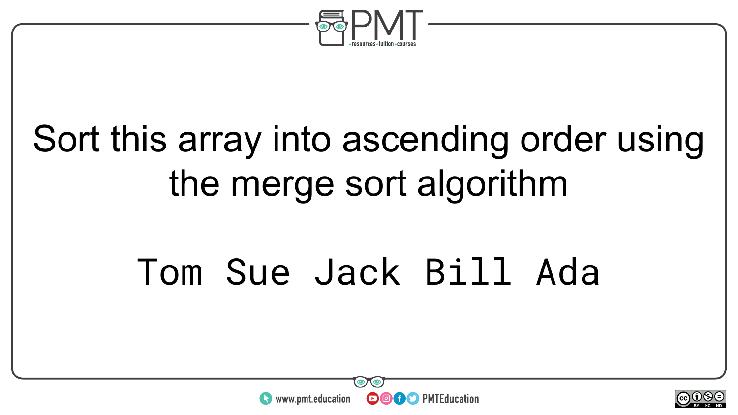Sort this array into ascending order using the merge sort algorithm

```
Tom Sue Jack Bill Ada
```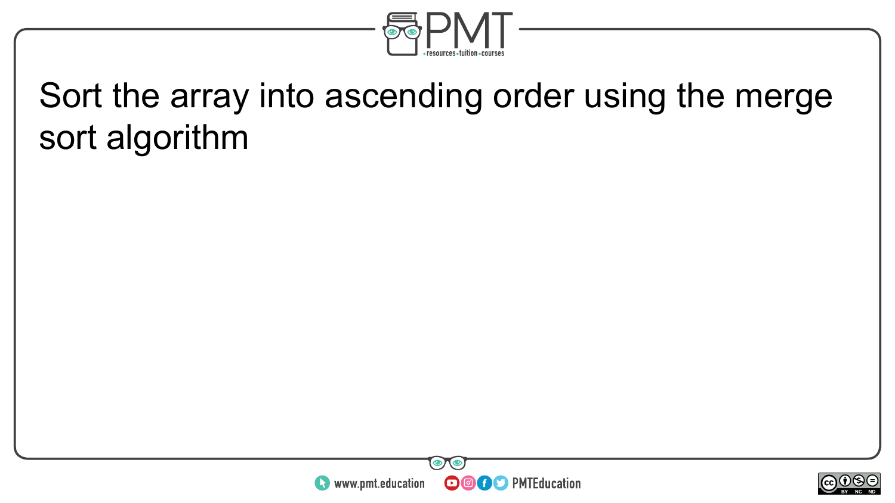Sort the array into ascending order using the merge sort algorithm